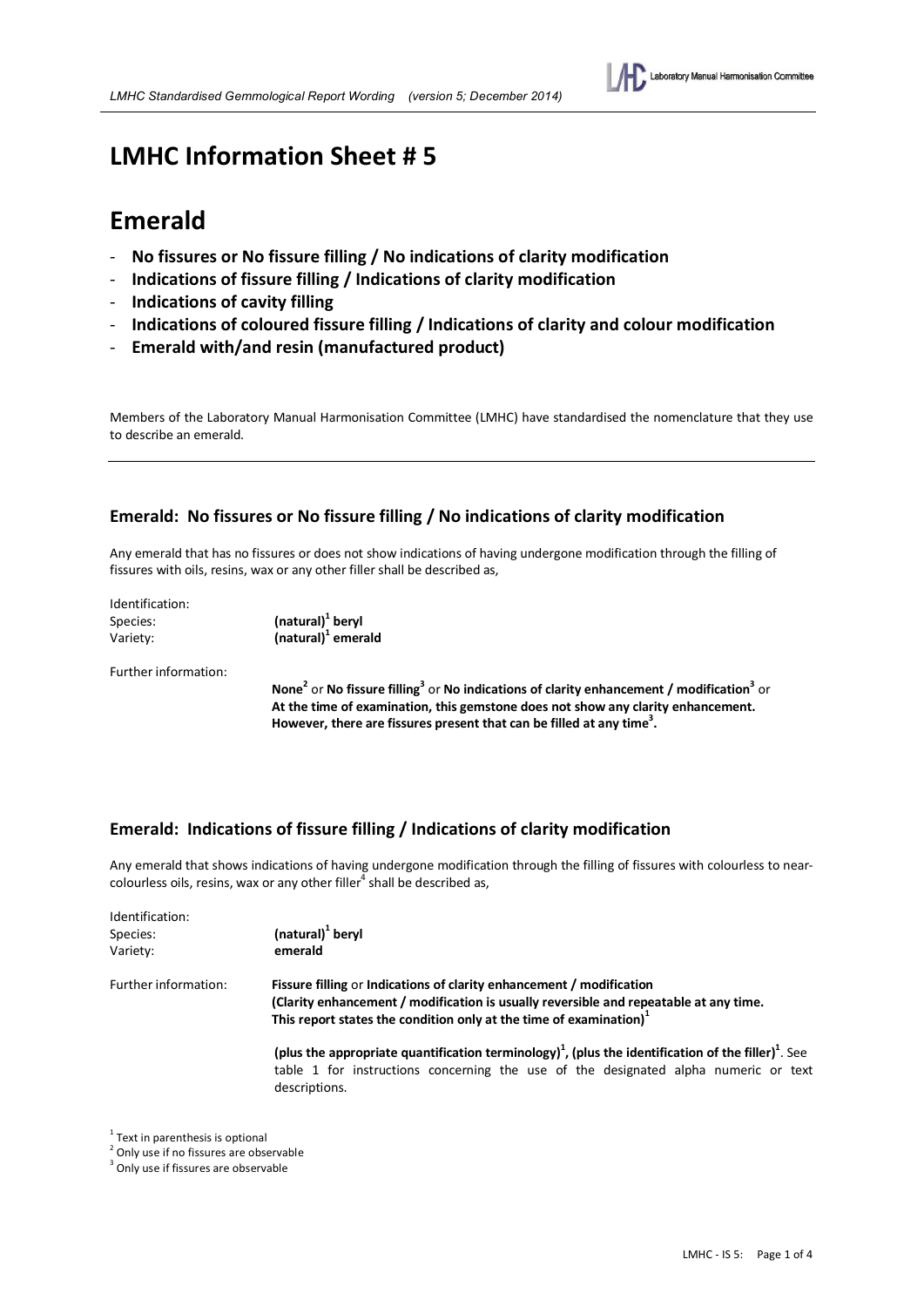# LMHC Information Sheet # 5

# Emerald

- **No fissures or No fissure filling / No indications of clarity modification**
- **Indications of fissure filling / Indications of clarity modification**
- **Indications of cavity filling**
- **Indications of coloured fissure filling / Indications of clarity and colour modification**
- **Emerald with/and resin (manufactured product)**

Members of the Laboratory Manual Harmonisation Committee (LMHC) have standardised the nomenclature that they use to describe an emerald.

---

## Emerald: No fissures or No fissure filling / No indications of clarity modification

Any emerald that has no fissures or does not show indications of having undergone modification through the filling of fissures with oils, resins, wax or any other filler shall be described as,

Identification:

| | |
|---|---|
| Species: | **(natural)[1] beryl** |
| Variety: | **(natural)[1] emerald** |

Further information:

**None[2]** or **No fissure filling[3]** or **No indications of clarity enhancement / modification[3]** or **At the time of examination, this gemstone does not show any clarity enhancement. However, there are fissures present that can be filled at any time[3].**

## Emerald: Indications of fissure filling / Indications of clarity modification

Any emerald that shows indications of having undergone modification through the filling of fissures with colourless to near-colourless oils, resins, wax or any other filler[4] shall be described as,

Identification:

| | |
|---|---|
| Species: | **(natural)[1] beryl** |
| Variety: | **emerald** |

Further information: **Fissure filling** or **Indications of clarity enhancement / modification (Clarity enhancement / modification is usually reversible and repeatable at any time. This report states the condition only at the time of examination)[1]**

**(plus the appropriate quantification terminology)[1], (plus the identification of the filler)[1]**. See table 1 for instructions concerning the use of the designated alpha numeric or text descriptions.

[1] Text in parenthesis is optional
[2] Only use if no fissures are observable
[3] Only use if fissures are observable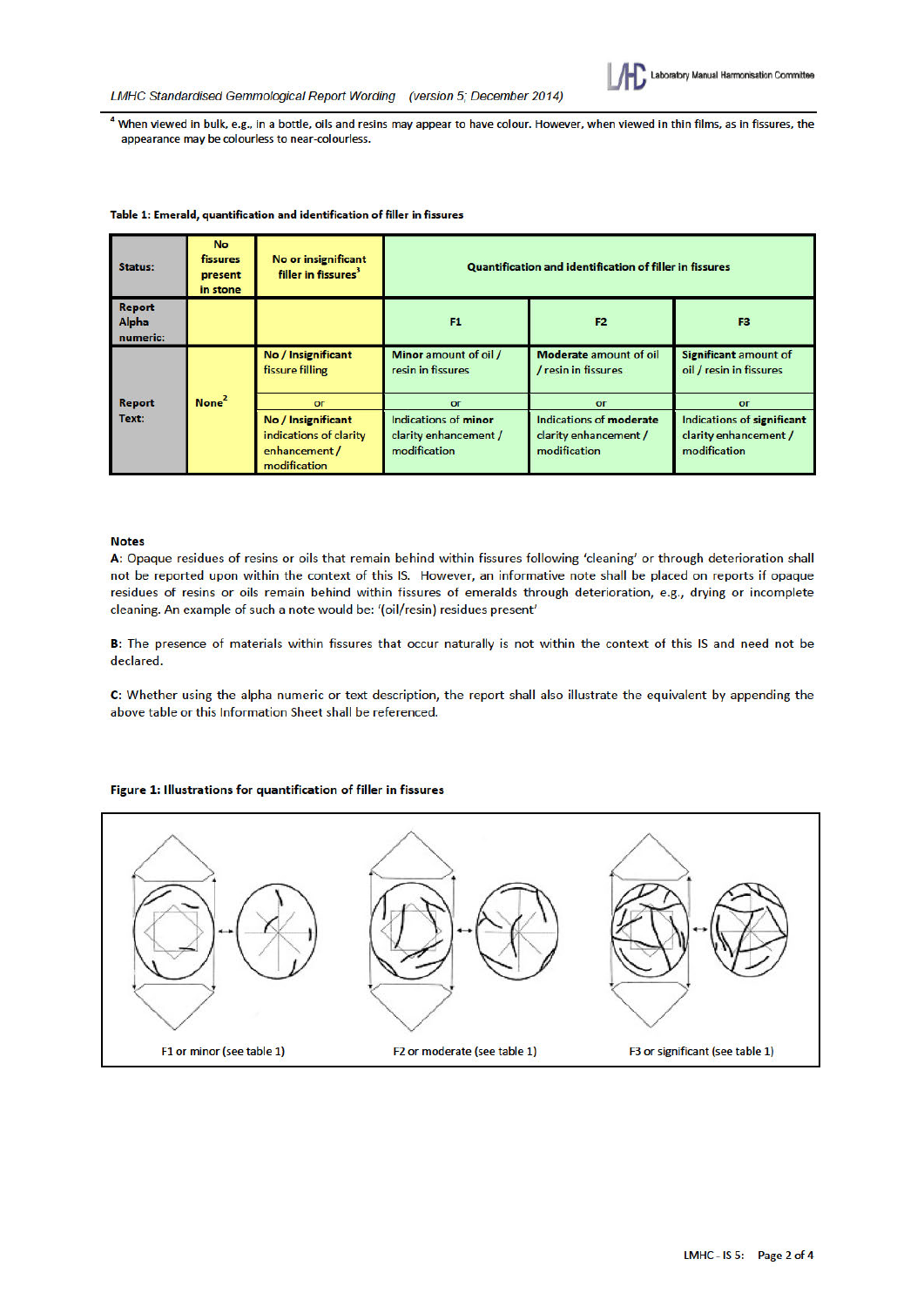[4] When viewed in bulk, e.g., in a bottle, oils and resins may appear to have colour. However, when viewed in thin films, as in fissures, the appearance may be colourless to near-colourless.

**Table 1: Emerald, quantification and identification of filler in fissures**

| Status: | No fissures present in stone | No or insignificant filler in fissures[3] | Quantification and identification of filler in fissures | | |
|---|---|---|---|---|---|
| Report Alpha numeric: | | | F1 | F2 | F3 |
| Report Text: | None[2] | No / Insignificant fissure filling | **Minor** amount of oil / resin in fissures | **Moderate** amount of oil / resin in fissures | **Significant** amount of oil / resin in fissures |
| | | or | or | or | or |
| | | No / Insignificant indications of clarity enhancement / modification | Indications of **minor** clarity enhancement / modification | Indications of **moderate** clarity enhancement / modification | Indications of **significant** clarity enhancement / modification |

**Notes**

**A**: Opaque residues of resins or oils that remain behind within fissures following 'cleaning' or through deterioration shall not be reported upon within the context of this IS. However, an informative note shall be placed on reports if opaque residues of resins or oils remain behind within fissures of emeralds through deterioration, e.g., drying or incomplete cleaning. An example of such a note would be: '(oil/resin) residues present'

**B**: The presence of materials within fissures that occur naturally is not within the context of this IS and need not be declared.

**C**: Whether using the alpha numeric or text description, the report shall also illustrate the equivalent by appending the above table or this Information Sheet shall be referenced.

**Figure 1: Illustrations for quantification of filler in fissures**

F1 or minor (see table 1)

F2 or moderate (see table 1)

F3 or significant (see table 1)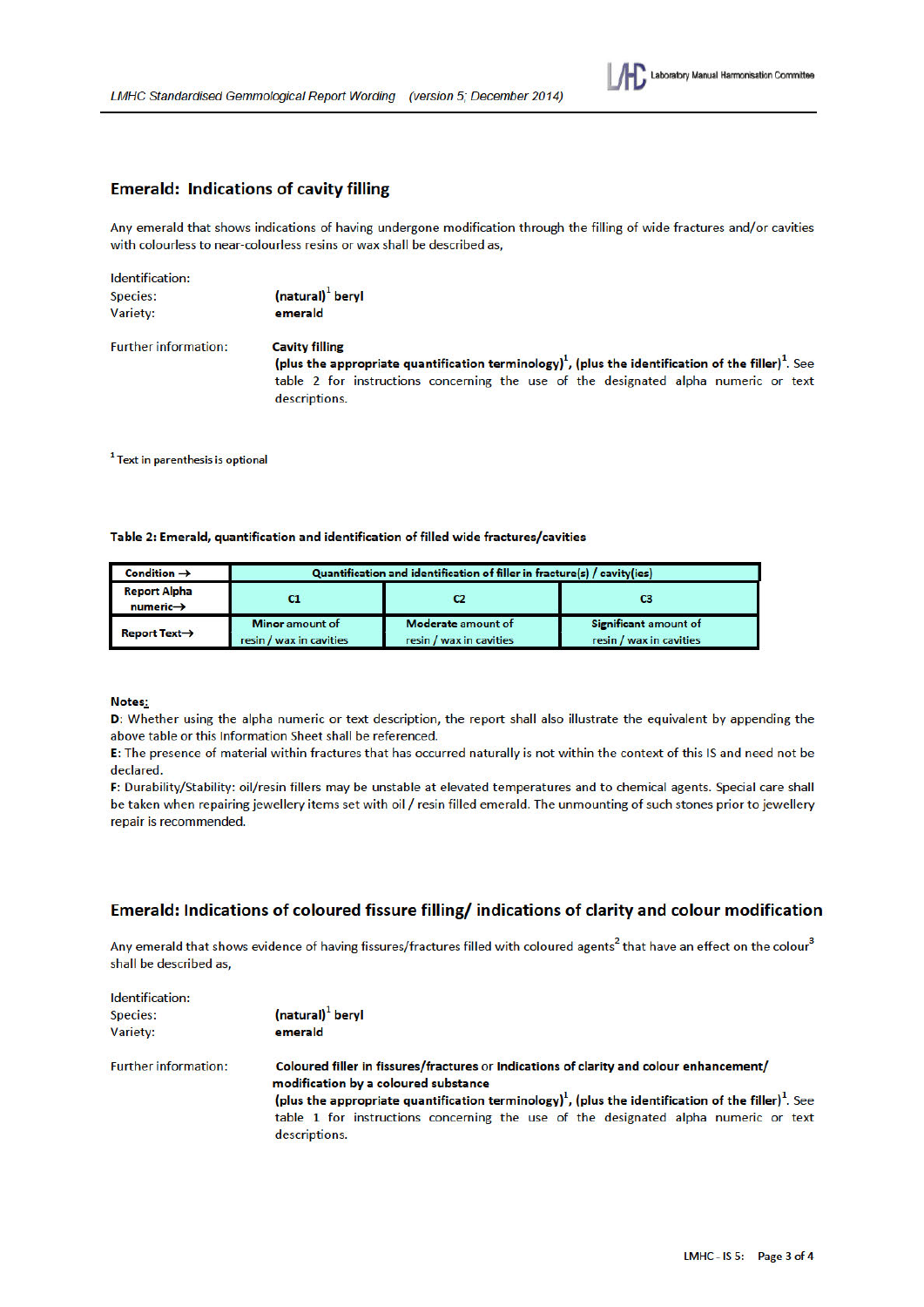## Emerald: Indications of cavity filling

Any emerald that shows indications of having undergone modification through the filling of wide fractures and/or cavities with colourless to near-colourless resins or wax shall be described as,

Identification:

Species: **(natural)[1] beryl**

Variety: **emerald**

Further information: **Cavity filling**
**(plus the appropriate quantification terminology)[1], (plus the identification of the filler)[1]**. See table 2 for instructions concerning the use of the designated alpha numeric or text descriptions.

[1] Text in parenthesis is optional

**Table 2: Emerald, quantification and identification of filled wide fractures/cavities**

| Condition → | Quantification and identification of filler in fracture(s) / cavity(ies) | | |
|---|---|---|---|
| Report Alpha numeric→ | C1 | C2 | C3 |
| Report Text→ | Minor amount of resin / wax in cavities | Moderate amount of resin / wax in cavities | Significant amount of resin / wax in cavities |

**Notes:**

**D**: Whether using the alpha numeric or text description, the report shall also illustrate the equivalent by appending the above table or this Information Sheet shall be referenced.

**E**: The presence of material within fractures that has occurred naturally is not within the context of this IS and need not be declared.

**F**: Durability/Stability: oil/resin fillers may be unstable at elevated temperatures and to chemical agents. Special care shall be taken when repairing jewellery items set with oil / resin filled emerald. The unmounting of such stones prior to jewellery repair is recommended.

## Emerald: Indications of coloured fissure filling/ indications of clarity and colour modification

Any emerald that shows evidence of having fissures/fractures filled with coloured agents[2] that have an effect on the colour[3] shall be described as,

Identification:

Species: **(natural)[1] beryl**

Variety: **emerald**

Further information: **Coloured filler in fissures/fractures** or **Indications of clarity and colour enhancement/ modification by a coloured substance**
**(plus the appropriate quantification terminology)[1], (plus the identification of the filler)[1]**. See table 1 for instructions concerning the use of the designated alpha numeric or text descriptions.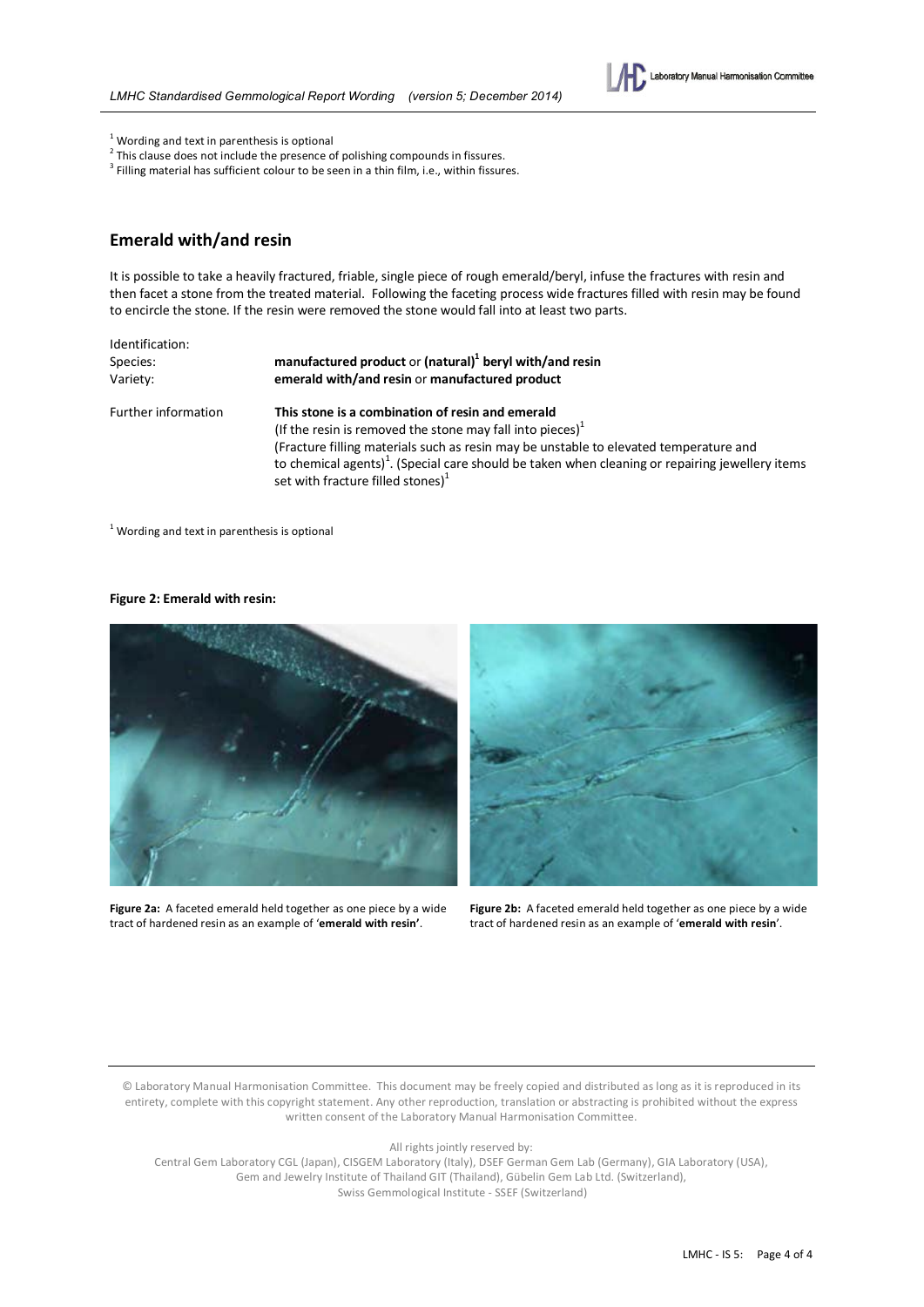[1] Wording and text in parenthesis is optional
[2] This clause does not include the presence of polishing compounds in fissures.
[3] Filling material has sufficient colour to be seen in a thin film, i.e., within fissures.

## Emerald with/and resin

It is possible to take a heavily fractured, friable, single piece of rough emerald/beryl, infuse the fractures with resin and then facet a stone from the treated material. Following the faceting process wide fractures filled with resin may be found to encircle the stone. If the resin were removed the stone would fall into at least two parts.

| | |
|---|---|
| Identification: | |
| Species: | **manufactured product** or **(natural)**[1] **beryl with/and resin** |
| Variety: | **emerald with/and resin** or **manufactured product** |
| Further information | **This stone is a combination of resin and emerald** (If the resin is removed the stone may fall into pieces)[1] (Fracture filling materials such as resin may be unstable to elevated temperature and to chemical agents)[1]. (Special care should be taken when cleaning or repairing jewellery items set with fracture filled stones)[1] |

[1] Wording and text in parenthesis is optional

**Figure 2: Emerald with resin:**

**Figure 2a:** A faceted emerald held together as one piece by a wide tract of hardened resin as an example of '**emerald with resin**'.

**Figure 2b:** A faceted emerald held together as one piece by a wide tract of hardened resin as an example of '**emerald with resin**'.

© Laboratory Manual Harmonisation Committee. This document may be freely copied and distributed as long as it is reproduced in its entirety, complete with this copyright statement. Any other reproduction, translation or abstracting is prohibited without the express written consent of the Laboratory Manual Harmonisation Committee.

All rights jointly reserved by:
Central Gem Laboratory CGL (Japan), CISGEM Laboratory (Italy), DSEF German Gem Lab (Germany), GIA Laboratory (USA), Gem and Jewelry Institute of Thailand GIT (Thailand), Gübelin Gem Lab Ltd. (Switzerland), Swiss Gemmological Institute - SSEF (Switzerland)